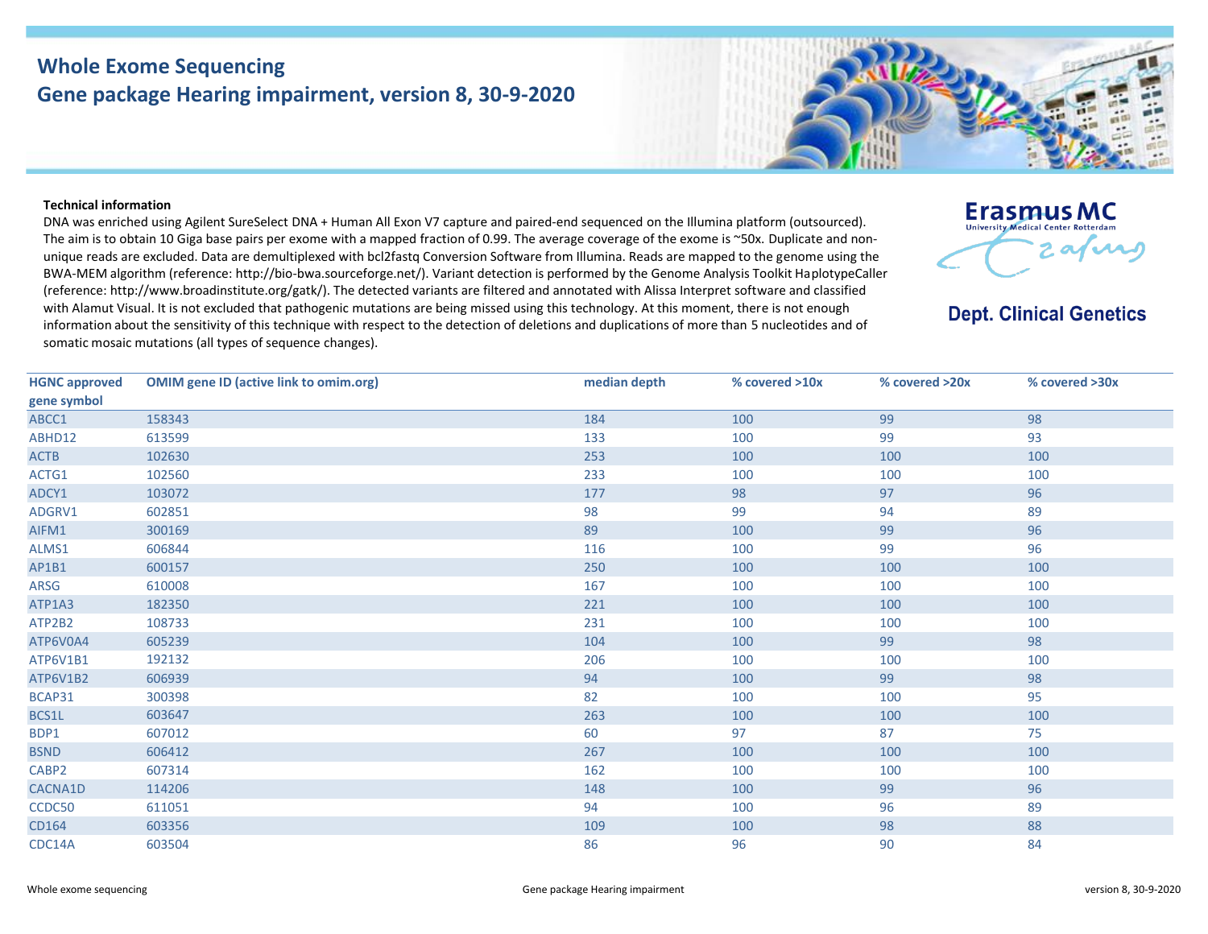# Whole Exome Sequencing
## Gene package Hearing impairment, version 8, 30-9-2020

Erasmus MC
University Medical Center Rotterdam

**Dept. Clinical Genetics**

**Technical information**

DNA was enriched using Agilent SureSelect DNA + Human All Exon V7 capture and paired-end sequenced on the Illumina platform (outsourced). The aim is to obtain 10 Giga base pairs per exome with a mapped fraction of 0.99. The average coverage of the exome is ~50x. Duplicate and non-unique reads are excluded. Data are demultiplexed with bcl2fastq Conversion Software from Illumina. Reads are mapped to the genome using the BWA-MEM algorithm (reference: http://bio-bwa.sourceforge.net/). Variant detection is performed by the Genome Analysis Toolkit HaplotypeCaller (reference: http://www.broadinstitute.org/gatk/). The detected variants are filtered and annotated with Alissa Interpret software and classified with Alamut Visual. It is not excluded that pathogenic mutations are being missed using this technology. At this moment, there is not enough information about the sensitivity of this technique with respect to the detection of deletions and duplications of more than 5 nucleotides and of somatic mosaic mutations (all types of sequence changes).

| HGNC approved gene symbol | OMIM gene ID (active link to omim.org) | median depth | % covered >10x | % covered >20x | % covered >30x |
|---|---|---|---|---|---|
| ABCC1 | 158343 | 184 | 100 | 99 | 98 |
| ABHD12 | 613599 | 133 | 100 | 99 | 93 |
| ACTB | 102630 | 253 | 100 | 100 | 100 |
| ACTG1 | 102560 | 233 | 100 | 100 | 100 |
| ADCY1 | 103072 | 177 | 98 | 97 | 96 |
| ADGRV1 | 602851 | 98 | 99 | 94 | 89 |
| AIFM1 | 300169 | 89 | 100 | 99 | 96 |
| ALMS1 | 606844 | 116 | 100 | 99 | 96 |
| AP1B1 | 600157 | 250 | 100 | 100 | 100 |
| ARSG | 610008 | 167 | 100 | 100 | 100 |
| ATP1A3 | 182350 | 221 | 100 | 100 | 100 |
| ATP2B2 | 108733 | 231 | 100 | 100 | 100 |
| ATP6V0A4 | 605239 | 104 | 100 | 99 | 98 |
| ATP6V1B1 | 192132 | 206 | 100 | 100 | 100 |
| ATP6V1B2 | 606939 | 94 | 100 | 99 | 98 |
| BCAP31 | 300398 | 82 | 100 | 100 | 95 |
| BCS1L | 603647 | 263 | 100 | 100 | 100 |
| BDP1 | 607012 | 60 | 97 | 87 | 75 |
| BSND | 606412 | 267 | 100 | 100 | 100 |
| CABP2 | 607314 | 162 | 100 | 100 | 100 |
| CACNA1D | 114206 | 148 | 100 | 99 | 96 |
| CCDC50 | 611051 | 94 | 100 | 96 | 89 |
| CD164 | 603356 | 109 | 100 | 98 | 88 |
| CDC14A | 603504 | 86 | 96 | 90 | 84 |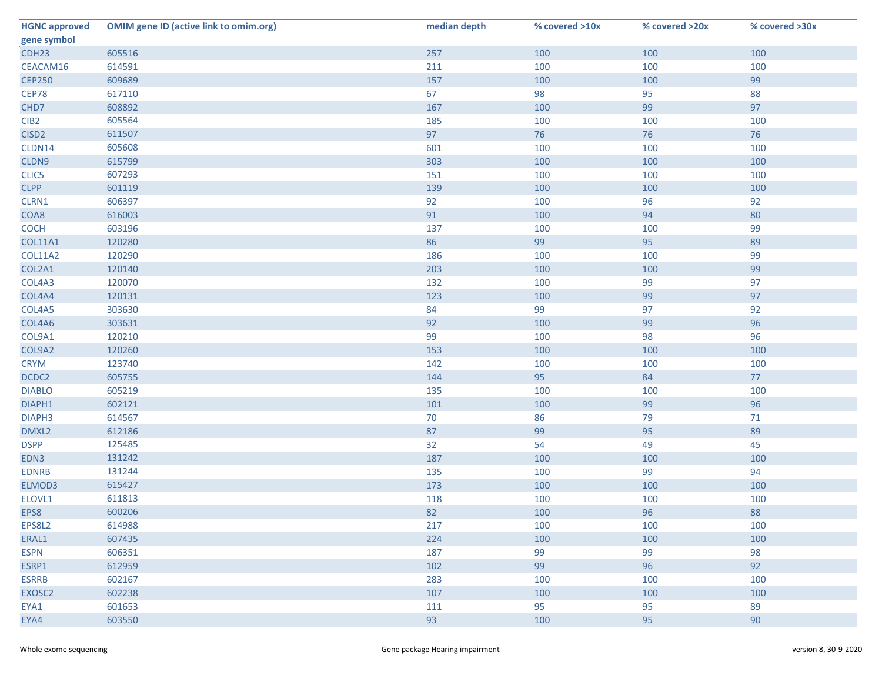| HGNC approved gene symbol | OMIM gene ID (active link to omim.org) | median depth | % covered >10x | % covered >20x | % covered >30x |
|---|---|---|---|---|---|
| CDH23 | 605516 | 257 | 100 | 100 | 100 |
| CEACAM16 | 614591 | 211 | 100 | 100 | 100 |
| CEP250 | 609689 | 157 | 100 | 100 | 99 |
| CEP78 | 617110 | 67 | 98 | 95 | 88 |
| CHD7 | 608892 | 167 | 100 | 99 | 97 |
| CIB2 | 605564 | 185 | 100 | 100 | 100 |
| CISD2 | 611507 | 97 | 76 | 76 | 76 |
| CLDN14 | 605608 | 601 | 100 | 100 | 100 |
| CLDN9 | 615799 | 303 | 100 | 100 | 100 |
| CLIC5 | 607293 | 151 | 100 | 100 | 100 |
| CLPP | 601119 | 139 | 100 | 100 | 100 |
| CLRN1 | 606397 | 92 | 100 | 96 | 92 |
| COA8 | 616003 | 91 | 100 | 94 | 80 |
| COCH | 603196 | 137 | 100 | 100 | 99 |
| COL11A1 | 120280 | 86 | 99 | 95 | 89 |
| COL11A2 | 120290 | 186 | 100 | 100 | 99 |
| COL2A1 | 120140 | 203 | 100 | 100 | 99 |
| COL4A3 | 120070 | 132 | 100 | 99 | 97 |
| COL4A4 | 120131 | 123 | 100 | 99 | 97 |
| COL4A5 | 303630 | 84 | 99 | 97 | 92 |
| COL4A6 | 303631 | 92 | 100 | 99 | 96 |
| COL9A1 | 120210 | 99 | 100 | 98 | 96 |
| COL9A2 | 120260 | 153 | 100 | 100 | 100 |
| CRYM | 123740 | 142 | 100 | 100 | 100 |
| DCDC2 | 605755 | 144 | 95 | 84 | 77 |
| DIABLO | 605219 | 135 | 100 | 100 | 100 |
| DIAPH1 | 602121 | 101 | 100 | 99 | 96 |
| DIAPH3 | 614567 | 70 | 86 | 79 | 71 |
| DMXL2 | 612186 | 87 | 99 | 95 | 89 |
| DSPP | 125485 | 32 | 54 | 49 | 45 |
| EDN3 | 131242 | 187 | 100 | 100 | 100 |
| EDNRB | 131244 | 135 | 100 | 99 | 94 |
| ELMOD3 | 615427 | 173 | 100 | 100 | 100 |
| ELOVL1 | 611813 | 118 | 100 | 100 | 100 |
| EPS8 | 600206 | 82 | 100 | 96 | 88 |
| EPS8L2 | 614988 | 217 | 100 | 100 | 100 |
| ERAL1 | 607435 | 224 | 100 | 100 | 100 |
| ESPN | 606351 | 187 | 99 | 99 | 98 |
| ESRP1 | 612959 | 102 | 99 | 96 | 92 |
| ESRRB | 602167 | 283 | 100 | 100 | 100 |
| EXOSC2 | 602238 | 107 | 100 | 100 | 100 |
| EYA1 | 601653 | 111 | 95 | 95 | 89 |
| EYA4 | 603550 | 93 | 100 | 95 | 90 |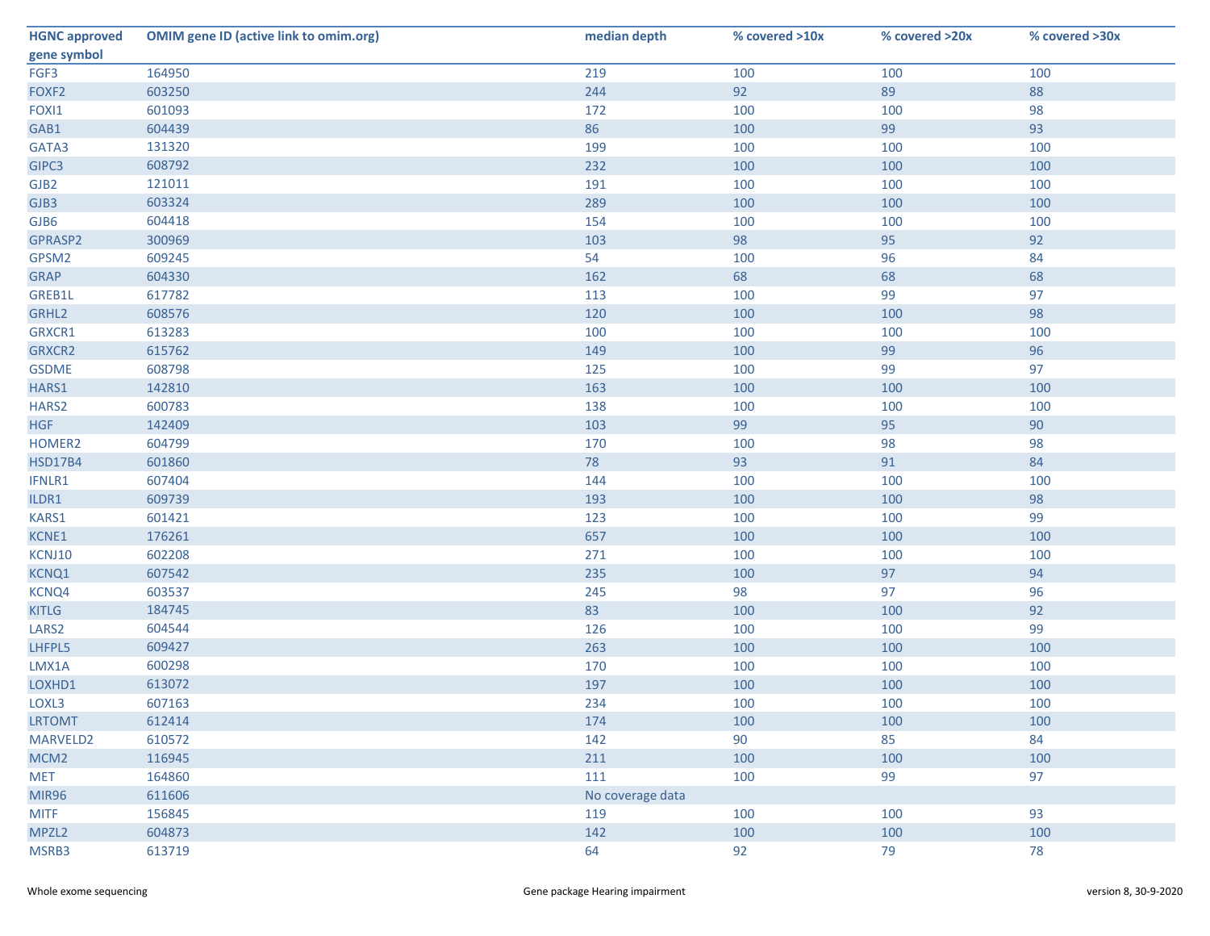| HGNC approved gene symbol | OMIM gene ID (active link to omim.org) | median depth | % covered >10x | % covered >20x | % covered >30x |
|---|---|---|---|---|---|
| FGF3 | 164950 | 219 | 100 | 100 | 100 |
| FOXF2 | 603250 | 244 | 92 | 89 | 88 |
| FOXI1 | 601093 | 172 | 100 | 100 | 98 |
| GAB1 | 604439 | 86 | 100 | 99 | 93 |
| GATA3 | 131320 | 199 | 100 | 100 | 100 |
| GIPC3 | 608792 | 232 | 100 | 100 | 100 |
| GJB2 | 121011 | 191 | 100 | 100 | 100 |
| GJB3 | 603324 | 289 | 100 | 100 | 100 |
| GJB6 | 604418 | 154 | 100 | 100 | 100 |
| GPRASP2 | 300969 | 103 | 98 | 95 | 92 |
| GPSM2 | 609245 | 54 | 100 | 96 | 84 |
| GRAP | 604330 | 162 | 68 | 68 | 68 |
| GREB1L | 617782 | 113 | 100 | 99 | 97 |
| GRHL2 | 608576 | 120 | 100 | 100 | 98 |
| GRXCR1 | 613283 | 100 | 100 | 100 | 100 |
| GRXCR2 | 615762 | 149 | 100 | 99 | 96 |
| GSDME | 608798 | 125 | 100 | 99 | 97 |
| HARS1 | 142810 | 163 | 100 | 100 | 100 |
| HARS2 | 600783 | 138 | 100 | 100 | 100 |
| HGF | 142409 | 103 | 99 | 95 | 90 |
| HOMER2 | 604799 | 170 | 100 | 98 | 98 |
| HSD17B4 | 601860 | 78 | 93 | 91 | 84 |
| IFNLR1 | 607404 | 144 | 100 | 100 | 100 |
| ILDR1 | 609739 | 193 | 100 | 100 | 98 |
| KARS1 | 601421 | 123 | 100 | 100 | 99 |
| KCNE1 | 176261 | 657 | 100 | 100 | 100 |
| KCNJ10 | 602208 | 271 | 100 | 100 | 100 |
| KCNQ1 | 607542 | 235 | 100 | 97 | 94 |
| KCNQ4 | 603537 | 245 | 98 | 97 | 96 |
| KITLG | 184745 | 83 | 100 | 100 | 92 |
| LARS2 | 604544 | 126 | 100 | 100 | 99 |
| LHFPL5 | 609427 | 263 | 100 | 100 | 100 |
| LMX1A | 600298 | 170 | 100 | 100 | 100 |
| LOXHD1 | 613072 | 197 | 100 | 100 | 100 |
| LOXL3 | 607163 | 234 | 100 | 100 | 100 |
| LRTOMT | 612414 | 174 | 100 | 100 | 100 |
| MARVELD2 | 610572 | 142 | 90 | 85 | 84 |
| MCM2 | 116945 | 211 | 100 | 100 | 100 |
| MET | 164860 | 111 | 100 | 99 | 97 |
| MIR96 | 611606 | No coverage data | | | |
| MITF | 156845 | 119 | 100 | 100 | 93 |
| MPZL2 | 604873 | 142 | 100 | 100 | 100 |
| MSRB3 | 613719 | 64 | 92 | 79 | 78 |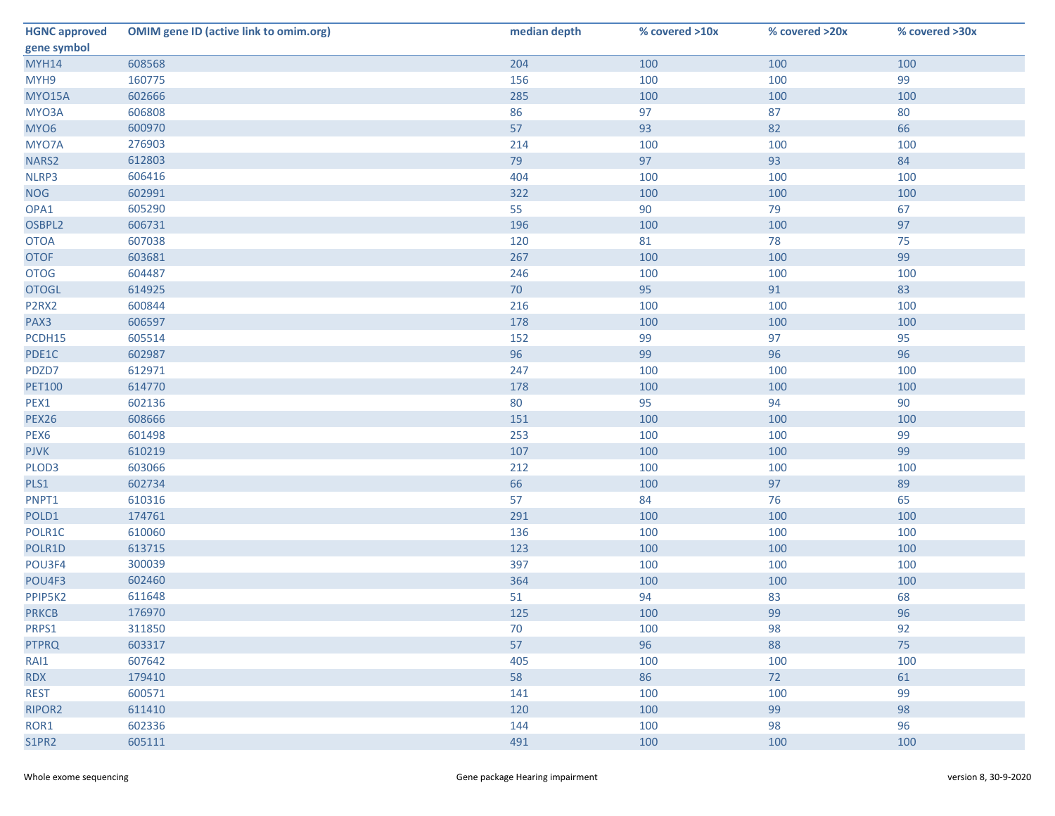| HGNC approved gene symbol | OMIM gene ID (active link to omim.org) | median depth | % covered >10x | % covered >20x | % covered >30x |
|---|---|---|---|---|---|
| MYH14 | 608568 | 204 | 100 | 100 | 100 |
| MYH9 | 160775 | 156 | 100 | 100 | 99 |
| MYO15A | 602666 | 285 | 100 | 100 | 100 |
| MYO3A | 606808 | 86 | 97 | 87 | 80 |
| MYO6 | 600970 | 57 | 93 | 82 | 66 |
| MYO7A | 276903 | 214 | 100 | 100 | 100 |
| NARS2 | 612803 | 79 | 97 | 93 | 84 |
| NLRP3 | 606416 | 404 | 100 | 100 | 100 |
| NOG | 602991 | 322 | 100 | 100 | 100 |
| OPA1 | 605290 | 55 | 90 | 79 | 67 |
| OSBPL2 | 606731 | 196 | 100 | 100 | 97 |
| OTOA | 607038 | 120 | 81 | 78 | 75 |
| OTOF | 603681 | 267 | 100 | 100 | 99 |
| OTOG | 604487 | 246 | 100 | 100 | 100 |
| OTOGL | 614925 | 70 | 95 | 91 | 83 |
| P2RX2 | 600844 | 216 | 100 | 100 | 100 |
| PAX3 | 606597 | 178 | 100 | 100 | 100 |
| PCDH15 | 605514 | 152 | 99 | 97 | 95 |
| PDE1C | 602987 | 96 | 99 | 96 | 96 |
| PDZD7 | 612971 | 247 | 100 | 100 | 100 |
| PET100 | 614770 | 178 | 100 | 100 | 100 |
| PEX1 | 602136 | 80 | 95 | 94 | 90 |
| PEX26 | 608666 | 151 | 100 | 100 | 100 |
| PEX6 | 601498 | 253 | 100 | 100 | 99 |
| PJVK | 610219 | 107 | 100 | 100 | 99 |
| PLOD3 | 603066 | 212 | 100 | 100 | 100 |
| PLS1 | 602734 | 66 | 100 | 97 | 89 |
| PNPT1 | 610316 | 57 | 84 | 76 | 65 |
| POLD1 | 174761 | 291 | 100 | 100 | 100 |
| POLR1C | 610060 | 136 | 100 | 100 | 100 |
| POLR1D | 613715 | 123 | 100 | 100 | 100 |
| POU3F4 | 300039 | 397 | 100 | 100 | 100 |
| POU4F3 | 602460 | 364 | 100 | 100 | 100 |
| PPIP5K2 | 611648 | 51 | 94 | 83 | 68 |
| PRKCB | 176970 | 125 | 100 | 99 | 96 |
| PRPS1 | 311850 | 70 | 100 | 98 | 92 |
| PTPRQ | 603317 | 57 | 96 | 88 | 75 |
| RAI1 | 607642 | 405 | 100 | 100 | 100 |
| RDX | 179410 | 58 | 86 | 72 | 61 |
| REST | 600571 | 141 | 100 | 100 | 99 |
| RIPOR2 | 611410 | 120 | 100 | 99 | 98 |
| ROR1 | 602336 | 144 | 100 | 98 | 96 |
| S1PR2 | 605111 | 491 | 100 | 100 | 100 |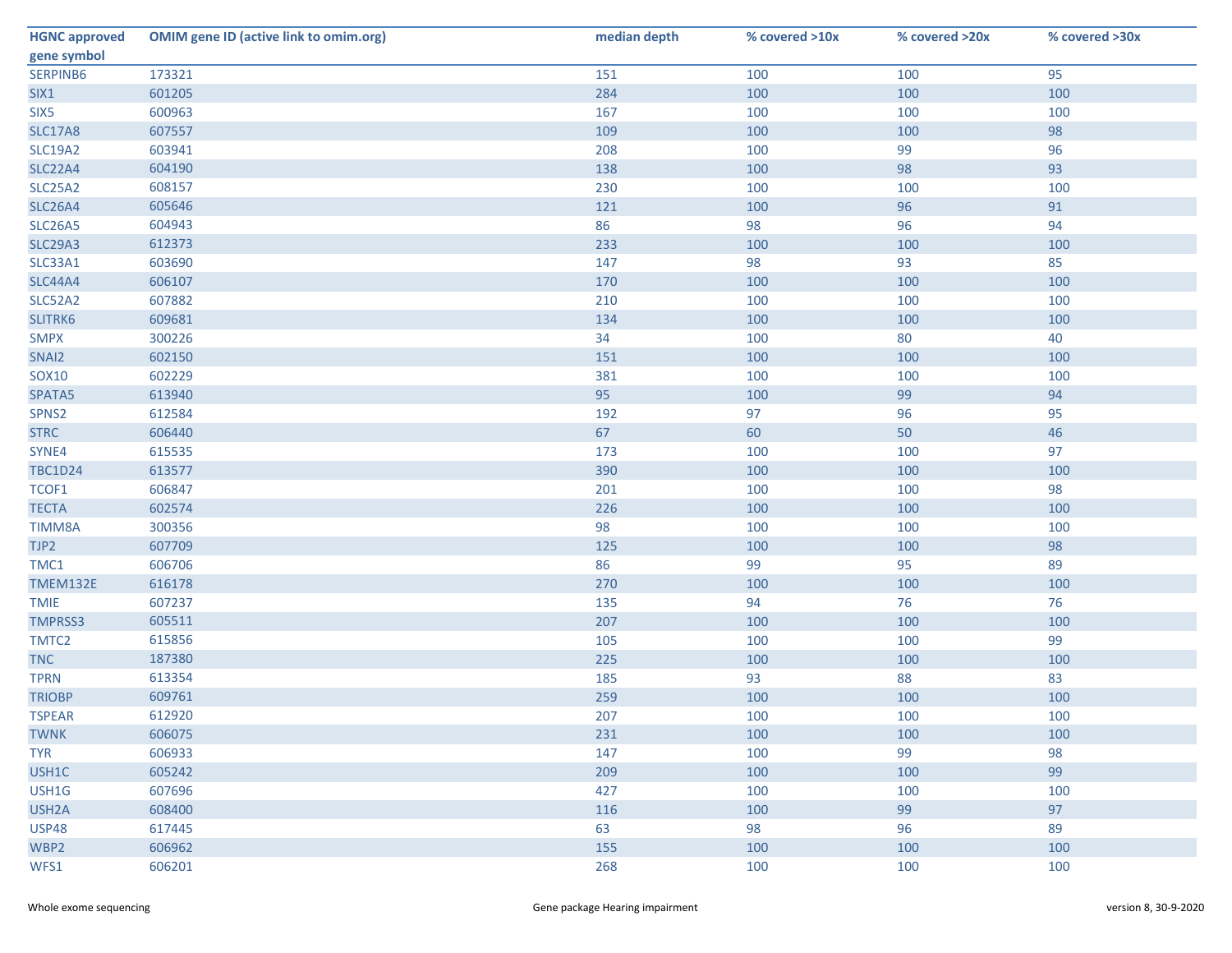| HGNC approved gene symbol | OMIM gene ID (active link to omim.org) | median depth | % covered >10x | % covered >20x | % covered >30x |
|---|---|---|---|---|---|
| SERPINB6 | 173321 | 151 | 100 | 100 | 95 |
| SIX1 | 601205 | 284 | 100 | 100 | 100 |
| SIX5 | 600963 | 167 | 100 | 100 | 100 |
| SLC17A8 | 607557 | 109 | 100 | 100 | 98 |
| SLC19A2 | 603941 | 208 | 100 | 99 | 96 |
| SLC22A4 | 604190 | 138 | 100 | 98 | 93 |
| SLC25A2 | 608157 | 230 | 100 | 100 | 100 |
| SLC26A4 | 605646 | 121 | 100 | 96 | 91 |
| SLC26A5 | 604943 | 86 | 98 | 96 | 94 |
| SLC29A3 | 612373 | 233 | 100 | 100 | 100 |
| SLC33A1 | 603690 | 147 | 98 | 93 | 85 |
| SLC44A4 | 606107 | 170 | 100 | 100 | 100 |
| SLC52A2 | 607882 | 210 | 100 | 100 | 100 |
| SLITRK6 | 609681 | 134 | 100 | 100 | 100 |
| SMPX | 300226 | 34 | 100 | 80 | 40 |
| SNAI2 | 602150 | 151 | 100 | 100 | 100 |
| SOX10 | 602229 | 381 | 100 | 100 | 100 |
| SPATA5 | 613940 | 95 | 100 | 99 | 94 |
| SPNS2 | 612584 | 192 | 97 | 96 | 95 |
| STRC | 606440 | 67 | 60 | 50 | 46 |
| SYNE4 | 615535 | 173 | 100 | 100 | 97 |
| TBC1D24 | 613577 | 390 | 100 | 100 | 100 |
| TCOF1 | 606847 | 201 | 100 | 100 | 98 |
| TECTA | 602574 | 226 | 100 | 100 | 100 |
| TIMM8A | 300356 | 98 | 100 | 100 | 100 |
| TJP2 | 607709 | 125 | 100 | 100 | 98 |
| TMC1 | 606706 | 86 | 99 | 95 | 89 |
| TMEM132E | 616178 | 270 | 100 | 100 | 100 |
| TMIE | 607237 | 135 | 94 | 76 | 76 |
| TMPRSS3 | 605511 | 207 | 100 | 100 | 100 |
| TMTC2 | 615856 | 105 | 100 | 100 | 99 |
| TNC | 187380 | 225 | 100 | 100 | 100 |
| TPRN | 613354 | 185 | 93 | 88 | 83 |
| TRIOBP | 609761 | 259 | 100 | 100 | 100 |
| TSPEAR | 612920 | 207 | 100 | 100 | 100 |
| TWNK | 606075 | 231 | 100 | 100 | 100 |
| TYR | 606933 | 147 | 100 | 99 | 98 |
| USH1C | 605242 | 209 | 100 | 100 | 99 |
| USH1G | 607696 | 427 | 100 | 100 | 100 |
| USH2A | 608400 | 116 | 100 | 99 | 97 |
| USP48 | 617445 | 63 | 98 | 96 | 89 |
| WBP2 | 606962 | 155 | 100 | 100 | 100 |
| WFS1 | 606201 | 268 | 100 | 100 | 100 |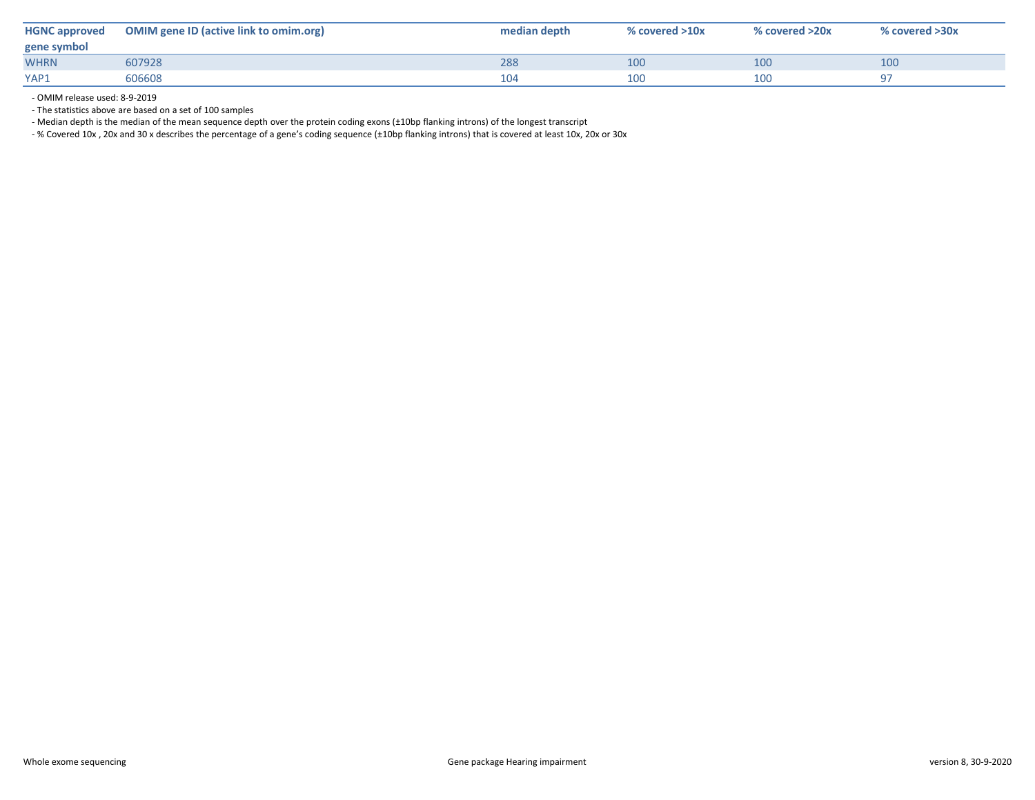| HGNC approved gene symbol | OMIM gene ID (active link to omim.org) | median depth | % covered >10x | % covered >20x | % covered >30x |
|---|---|---|---|---|---|
| WHRN | 607928 | 288 | 100 | 100 | 100 |
| YAP1 | 606608 | 104 | 100 | 100 | 97 |

- OMIM release used: 8-9-2019
- The statistics above are based on a set of 100 samples
- Median depth is the median of the mean sequence depth over the protein coding exons (±10bp flanking introns) of the longest transcript
- % Covered 10x , 20x and 30 x describes the percentage of a gene's coding sequence (±10bp flanking introns) that is covered at least 10x, 20x or 30x